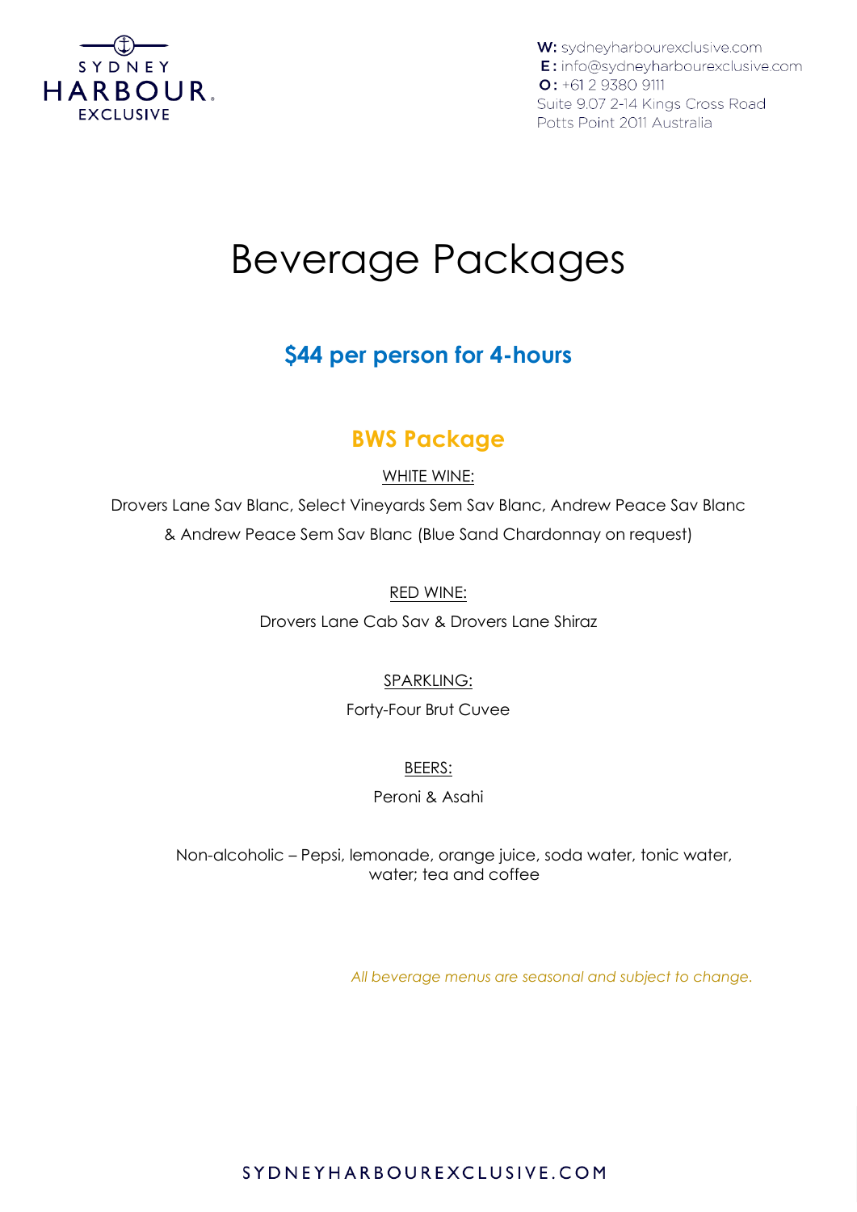SYDNEY HARBOUR EXCLUSIVE

**W:** sydneyharbourexclusive.com
**E:** info@sydneyharbourexclusive.com
**O:** +61 2 9380 9111
Suite 9.07 2-14 Kings Cross Road
Potts Point 2011 Australia

# Beverage Packages

## $44 per person for 4-hours

## BWS Package

WHITE WINE:

Drovers Lane Sav Blanc, Select Vineyards Sem Sav Blanc, Andrew Peace Sav Blanc & Andrew Peace Sem Sav Blanc (Blue Sand Chardonnay on request)

RED WINE:

Drovers Lane Cab Sav & Drovers Lane Shiraz

SPARKLING:

Forty-Four Brut Cuvee

BEERS:

Peroni & Asahi

Non-alcoholic – Pepsi, lemonade, orange juice, soda water, tonic water, water; tea and coffee

*All beverage menus are seasonal and subject to change.*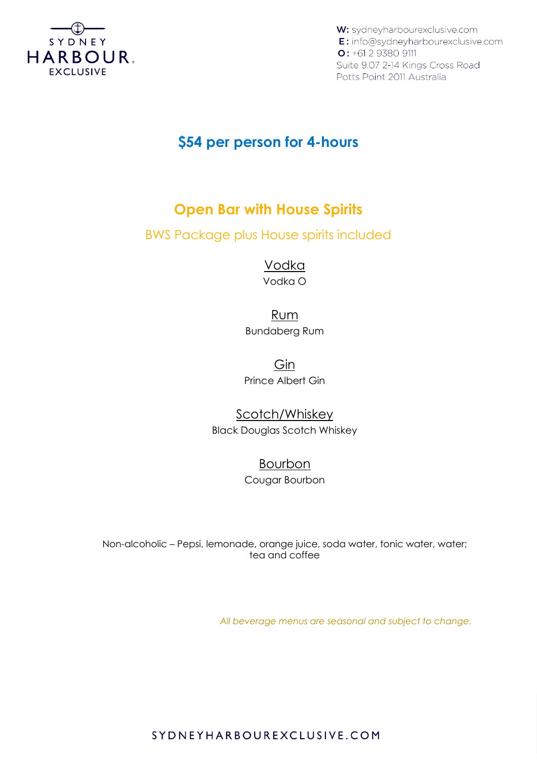W: sydneyharbourexclusive.com
E: info@sydneyharbourexclusive.com
O: +61 2 9380 9111
Suite 9.07 2-14 Kings Cross Road
Potts Point 2011 Australia

## $54 per person for 4-hours

## Open Bar with House Spirits

BWS Package plus House spirits included

### Vodka

Vodka O

### Rum

Bundaberg Rum

### Gin

Prince Albert Gin

### Scotch/Whiskey

Black Douglas Scotch Whiskey

### Bourbon

Cougar Bourbon

Non-alcoholic – Pepsi, lemonade, orange juice, soda water, tonic water, water; tea and coffee

*All beverage menus are seasonal and subject to change.*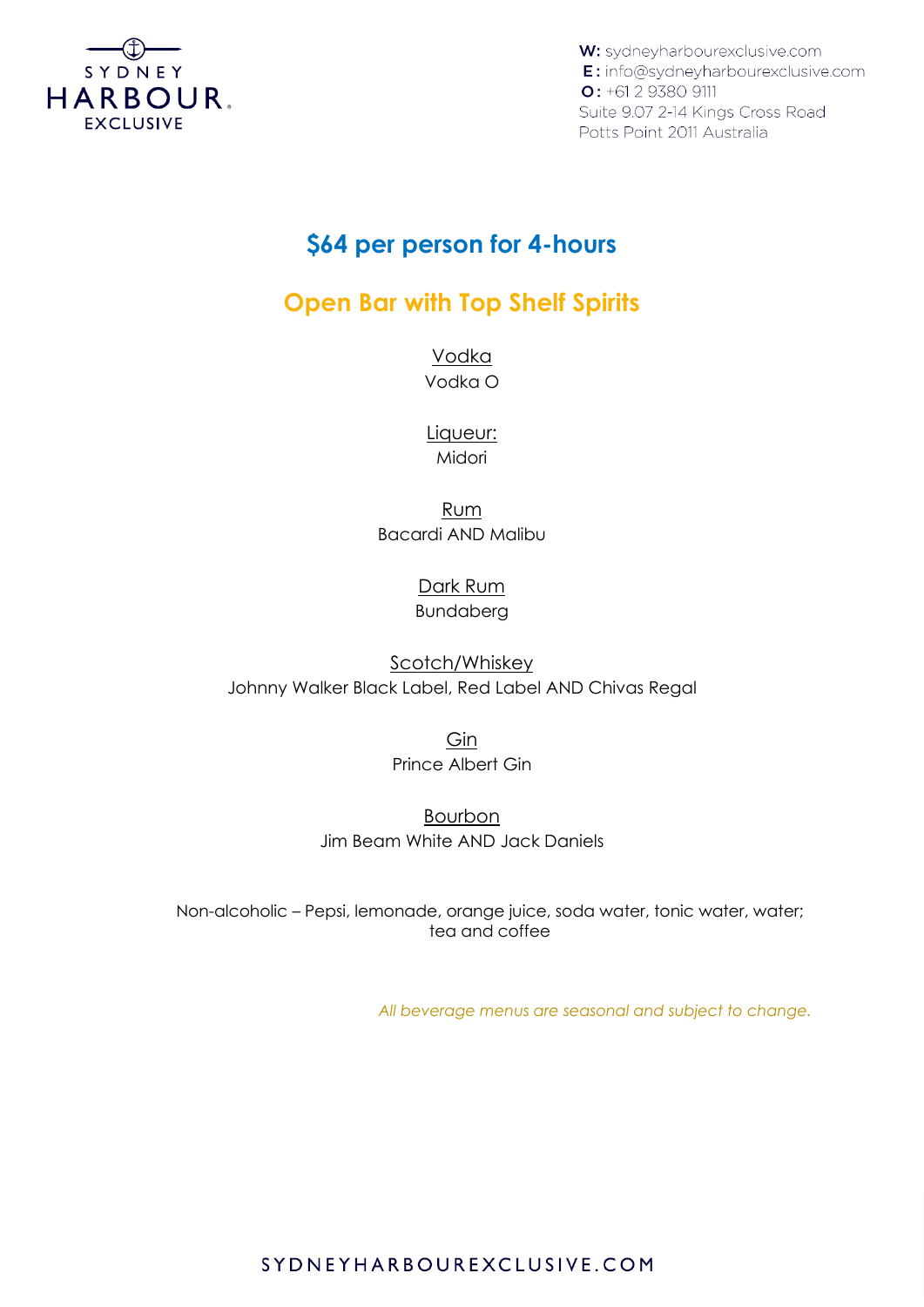SYDNEY HARBOUR EXCLUSIVE

**W:** sydneyharbourexclusive.com
**E:** info@sydneyharbourexclusive.com
**O:** +61 2 9380 9111
Suite 9.07 2-14 Kings Cross Road
Potts Point 2011 Australia

## $64 per person for 4-hours

## Open Bar with Top Shelf Spirits

Vodka
Vodka O

Liqueur:
Midori

Rum
Bacardi AND Malibu

Dark Rum
Bundaberg

Scotch/Whiskey
Johnny Walker Black Label, Red Label AND Chivas Regal

Gin
Prince Albert Gin

Bourbon
Jim Beam White AND Jack Daniels

Non-alcoholic – Pepsi, lemonade, orange juice, soda water, tonic water, water; tea and coffee

*All beverage menus are seasonal and subject to change.*